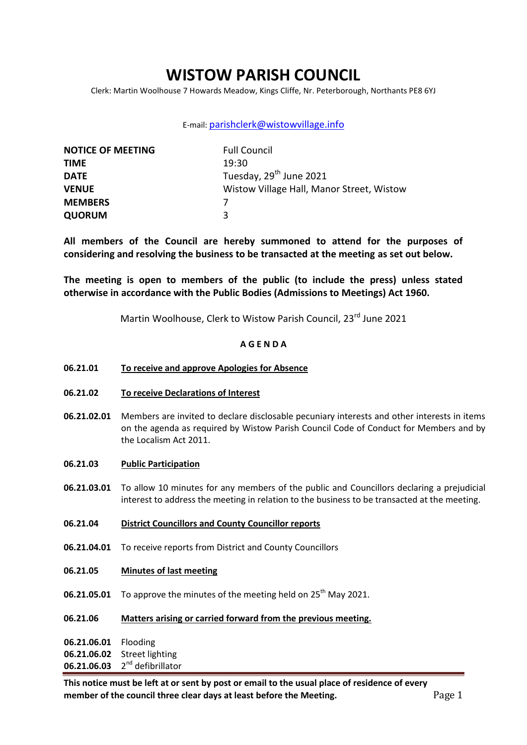# WISTOW PARISH COUNCIL

Clerk: Martin Woolhouse 7 Howards Meadow, Kings Cliffe, Nr. Peterborough, Northants PE8 6YJ

E-mail: parishclerk@wistowvillage.info

| | |
|---|---|
| **NOTICE OF MEETING** | Full Council |
| **TIME** | 19:30 |
| **DATE** | Tuesday, 29th June 2021 |
| **VENUE** | Wistow Village Hall, Manor Street, Wistow |
| **MEMBERS** | 7 |
| **QUORUM** | 3 |

**All members of the Council are hereby summoned to attend for the purposes of considering and resolving the business to be transacted at the meeting as set out below.**

**The meeting is open to members of the public (to include the press) unless stated otherwise in accordance with the Public Bodies (Admissions to Meetings) Act 1960.**

Martin Woolhouse, Clerk to Wistow Parish Council, 23rd June 2021

**A G E N D A**

**06.21.01** **To receive and approve Apologies for Absence**

**06.21.02** **To receive Declarations of Interest**

**06.21.02.01** Members are invited to declare disclosable pecuniary interests and other interests in items on the agenda as required by Wistow Parish Council Code of Conduct for Members and by the Localism Act 2011.

**06.21.03** **Public Participation**

**06.21.03.01** To allow 10 minutes for any members of the public and Councillors declaring a prejudicial interest to address the meeting in relation to the business to be transacted at the meeting.

**06.21.04** **District Councillors and County Councillor reports**

**06.21.04.01** To receive reports from District and County Councillors

**06.21.05** **Minutes of last meeting**

**06.21.05.01** To approve the minutes of the meeting held on 25th May 2021.

**06.21.06** **Matters arising or carried forward from the previous meeting.**

**06.21.06.01** Flooding
**06.21.06.02** Street lighting
**06.21.06.03** 2nd defibrillator

**This notice must be left at or sent by post or email to the usual place of residence of every member of the council three clear days at least before the Meeting.**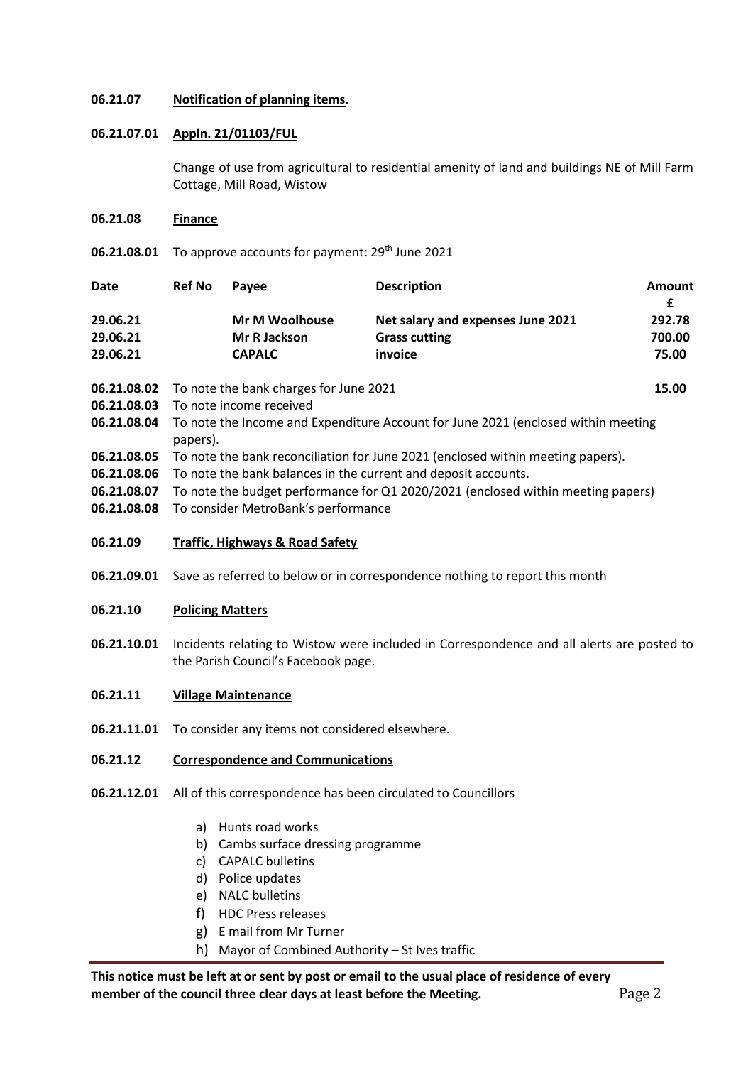**06.21.07** **Notification of planning items.**

**06.21.07.01** **Appln. 21/01103/FUL**

Change of use from agricultural to residential amenity of land and buildings NE of Mill Farm Cottage, Mill Road, Wistow

**06.21.08** **Finance**

**06.21.08.01** To approve accounts for payment: 29th June 2021

| Date | Ref No | Payee | Description | Amount £ |
|---|---|---|---|---|
| **29.06.21** | | **Mr M Woolhouse** | **Net salary and expenses June 2021** | **292.78** |
| **29.06.21** | | **Mr R Jackson** | **Grass cutting** | **700.00** |
| **29.06.21** | | **CAPALC** | **invoice** | **75.00** |

**06.21.08.02** To note the bank charges for June 2021 **15.00**

**06.21.08.03** To note income received

**06.21.08.04** To note the Income and Expenditure Account for June 2021 (enclosed within meeting papers).

**06.21.08.05** To note the bank reconciliation for June 2021 (enclosed within meeting papers).

**06.21.08.06** To note the bank balances in the current and deposit accounts.

**06.21.08.07** To note the budget performance for Q1 2020/2021 (enclosed within meeting papers)

**06.21.08.08** To consider MetroBank's performance

**06.21.09** **Traffic, Highways & Road Safety**

**06.21.09.01** Save as referred to below or in correspondence nothing to report this month

**06.21.10** **Policing Matters**

**06.21.10.01** Incidents relating to Wistow were included in Correspondence and all alerts are posted to the Parish Council's Facebook page.

**06.21.11** **Village Maintenance**

**06.21.11.01** To consider any items not considered elsewhere.

**06.21.12** **Correspondence and Communications**

**06.21.12.01** All of this correspondence has been circulated to Councillors

a) Hunts road works
b) Cambs surface dressing programme
c) CAPALC bulletins
d) Police updates
e) NALC bulletins
f) HDC Press releases
g) E mail from Mr Turner
h) Mayor of Combined Authority – St Ives traffic

**This notice must be left at or sent by post or email to the usual place of residence of every member of the council three clear days at least before the Meeting.**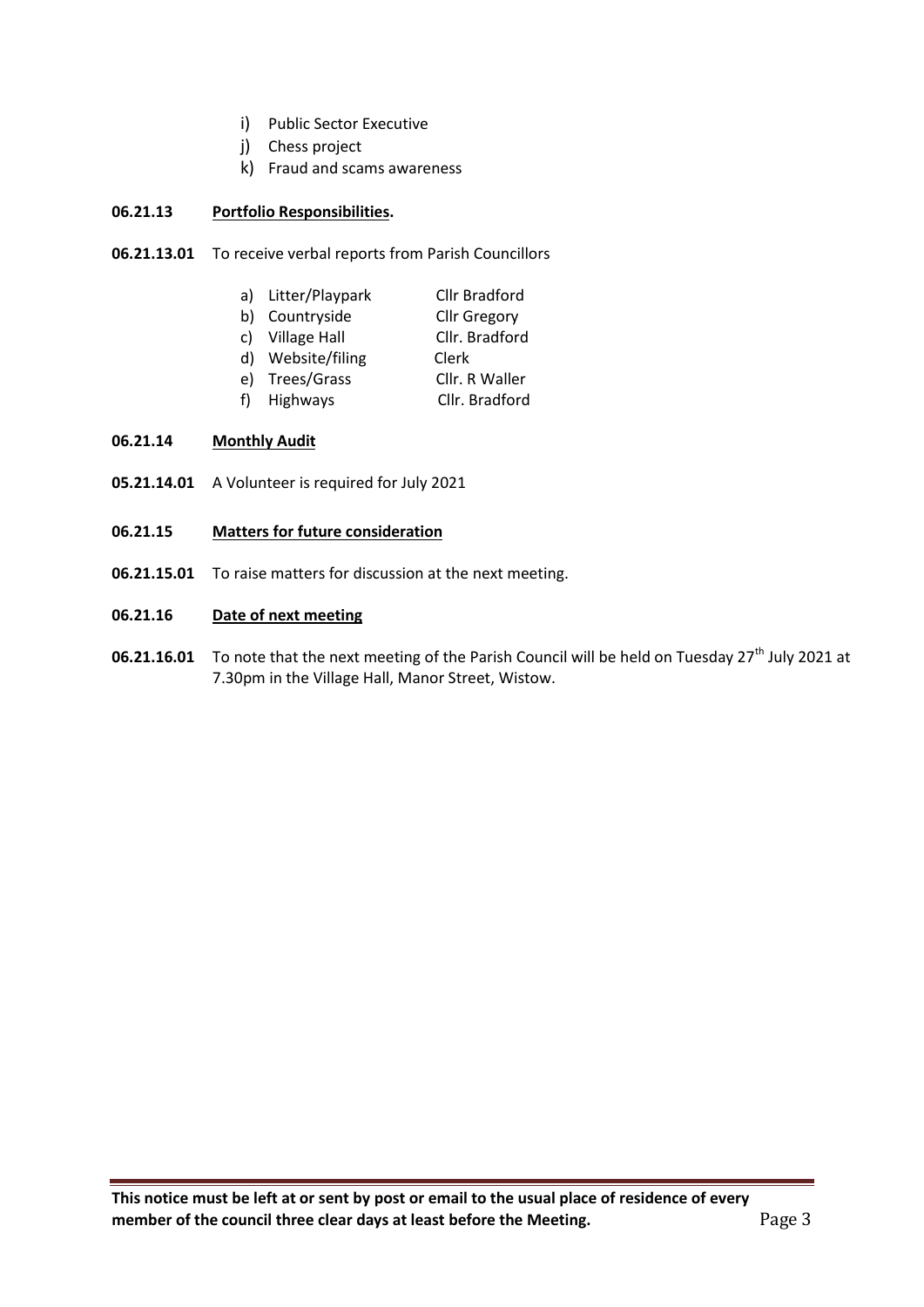i) Public Sector Executive
j) Chess project
k) Fraud and scams awareness

**06.21.13** **Portfolio Responsibilities.**

**06.21.13.01** To receive verbal reports from Parish Councillors

| | | |
|---|---|---|
| a) | Litter/Playpark | Cllr Bradford |
| b) | Countryside | Cllr Gregory |
| c) | Village Hall | Cllr. Bradford |
| d) | Website/filing | Clerk |
| e) | Trees/Grass | Cllr. R Waller |
| f) | Highways | Cllr. Bradford |

**06.21.14** **Monthly Audit**

**05.21.14.01** A Volunteer is required for July 2021

**06.21.15** **Matters for future consideration**

**06.21.15.01** To raise matters for discussion at the next meeting.

**06.21.16** **Date of next meeting**

**06.21.16.01** To note that the next meeting of the Parish Council will be held on Tuesday 27th July 2021 at 7.30pm in the Village Hall, Manor Street, Wistow.

**This notice must be left at or sent by post or email to the usual place of residence of every member of the council three clear days at least before the Meeting.**